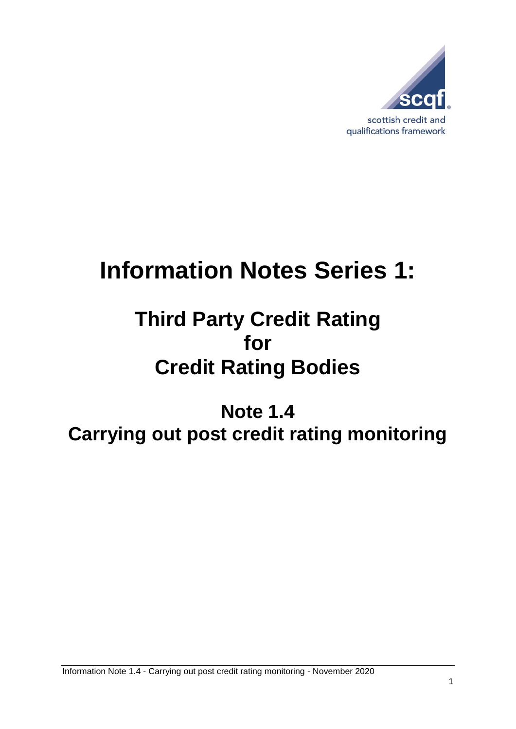scottish credit and qualifications framework

# Information Notes Series 1:

## Third Party Credit Rating for Credit Rating Bodies

## Note 1.4 Carrying out post credit rating monitoring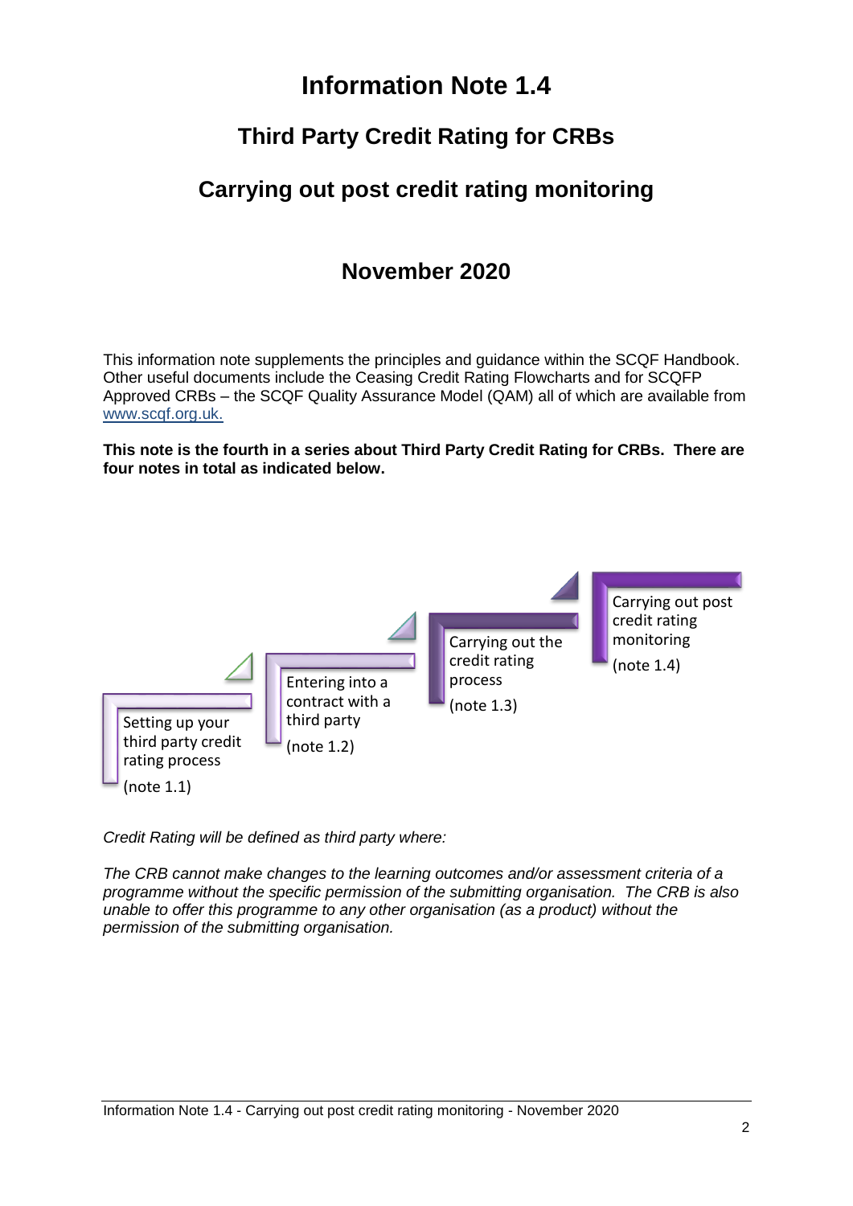# Information Note 1.4

## Third Party Credit Rating for CRBs

## Carrying out post credit rating monitoring

## November 2020

This information note supplements the principles and guidance within the SCQF Handbook. Other useful documents include the Ceasing Credit Rating Flowcharts and for SCQFP Approved CRBs – the SCQF Quality Assurance Model (QAM) all of which are available from www.scqf.org.uk.

**This note is the fourth in a series about Third Party Credit Rating for CRBs. There are four notes in total as indicated below.**

Setting up your third party credit rating process (note 1.1)

Entering into a contract with a third party (note 1.2)

Carrying out the credit rating process (note 1.3)

Carrying out post credit rating monitoring (note 1.4)

*Credit Rating will be defined as third party where:*

*The CRB cannot make changes to the learning outcomes and/or assessment criteria of a programme without the specific permission of the submitting organisation. The CRB is also unable to offer this programme to any other organisation (as a product) without the permission of the submitting organisation.*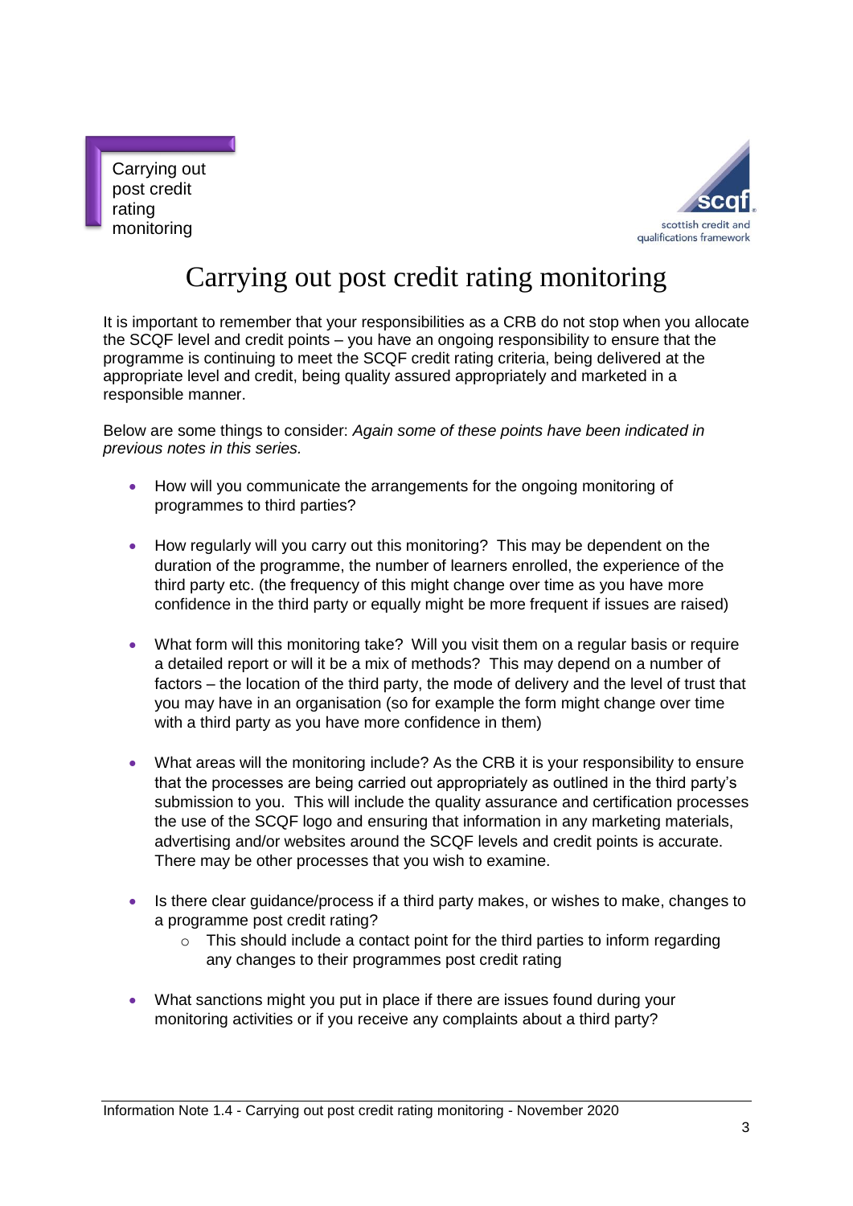# Carrying out post credit rating monitoring

It is important to remember that your responsibilities as a CRB do not stop when you allocate the SCQF level and credit points – you have an ongoing responsibility to ensure that the programme is continuing to meet the SCQF credit rating criteria, being delivered at the appropriate level and credit, being quality assured appropriately and marketed in a responsible manner.

Below are some things to consider: *Again some of these points have been indicated in previous notes in this series.*

- How will you communicate the arrangements for the ongoing monitoring of programmes to third parties?
- How regularly will you carry out this monitoring? This may be dependent on the duration of the programme, the number of learners enrolled, the experience of the third party etc. (the frequency of this might change over time as you have more confidence in the third party or equally might be more frequent if issues are raised)
- What form will this monitoring take? Will you visit them on a regular basis or require a detailed report or will it be a mix of methods? This may depend on a number of factors – the location of the third party, the mode of delivery and the level of trust that you may have in an organisation (so for example the form might change over time with a third party as you have more confidence in them)
- What areas will the monitoring include? As the CRB it is your responsibility to ensure that the processes are being carried out appropriately as outlined in the third party's submission to you. This will include the quality assurance and certification processes the use of the SCQF logo and ensuring that information in any marketing materials, advertising and/or websites around the SCQF levels and credit points is accurate. There may be other processes that you wish to examine.
- Is there clear guidance/process if a third party makes, or wishes to make, changes to a programme post credit rating?
  - This should include a contact point for the third parties to inform regarding any changes to their programmes post credit rating
- What sanctions might you put in place if there are issues found during your monitoring activities or if you receive any complaints about a third party?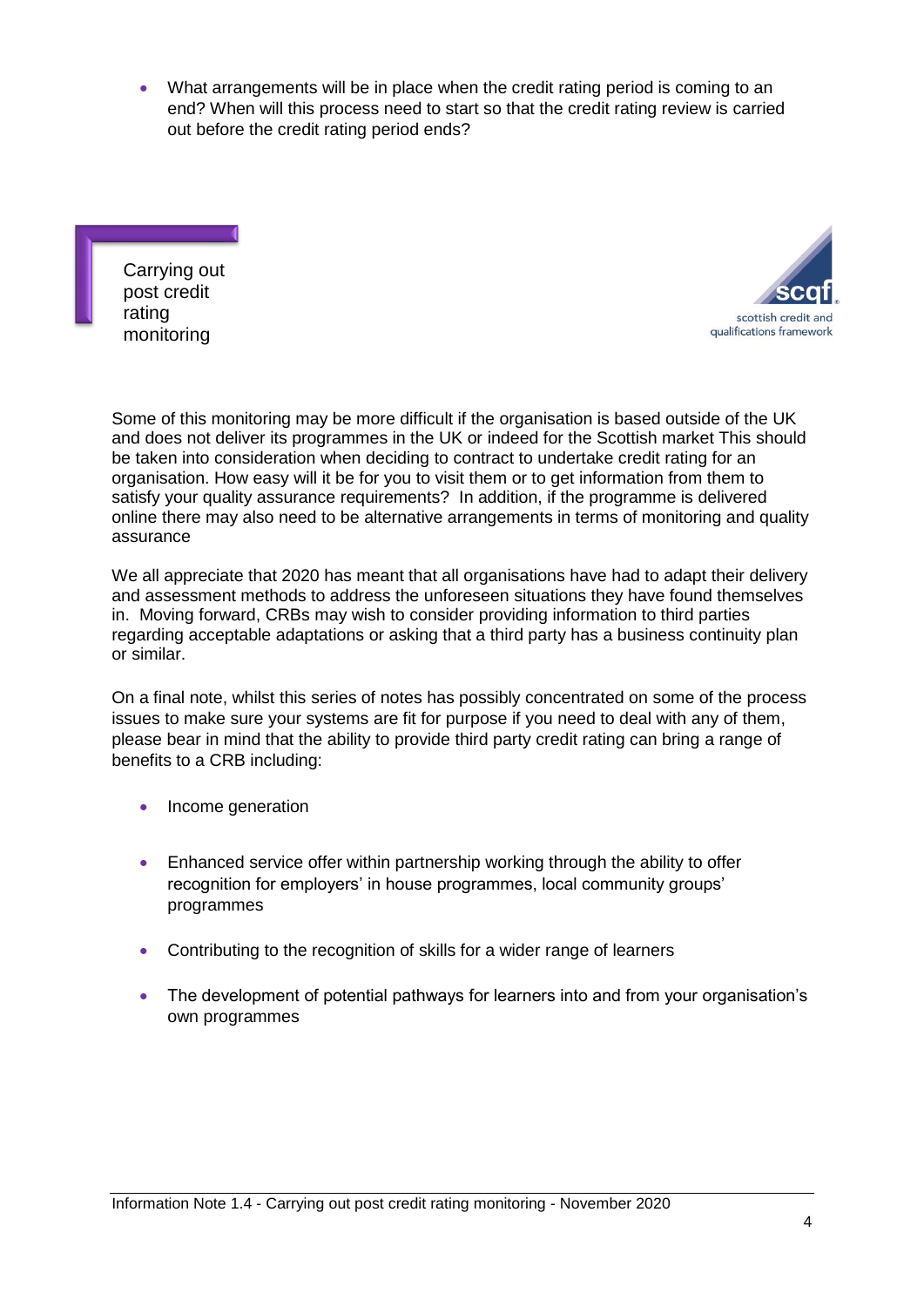- What arrangements will be in place when the credit rating period is coming to an end? When will this process need to start so that the credit rating review is carried out before the credit rating period ends?

Carrying out post credit rating monitoring

Some of this monitoring may be more difficult if the organisation is based outside of the UK and does not deliver its programmes in the UK or indeed for the Scottish market This should be taken into consideration when deciding to contract to undertake credit rating for an organisation. How easy will it be for you to visit them or to get information from them to satisfy your quality assurance requirements? In addition, if the programme is delivered online there may also need to be alternative arrangements in terms of monitoring and quality assurance

We all appreciate that 2020 has meant that all organisations have had to adapt their delivery and assessment methods to address the unforeseen situations they have found themselves in. Moving forward, CRBs may wish to consider providing information to third parties regarding acceptable adaptations or asking that a third party has a business continuity plan or similar.

On a final note, whilst this series of notes has possibly concentrated on some of the process issues to make sure your systems are fit for purpose if you need to deal with any of them, please bear in mind that the ability to provide third party credit rating can bring a range of benefits to a CRB including:

- Income generation
- Enhanced service offer within partnership working through the ability to offer recognition for employers' in house programmes, local community groups' programmes
- Contributing to the recognition of skills for a wider range of learners
- The development of potential pathways for learners into and from your organisation's own programmes